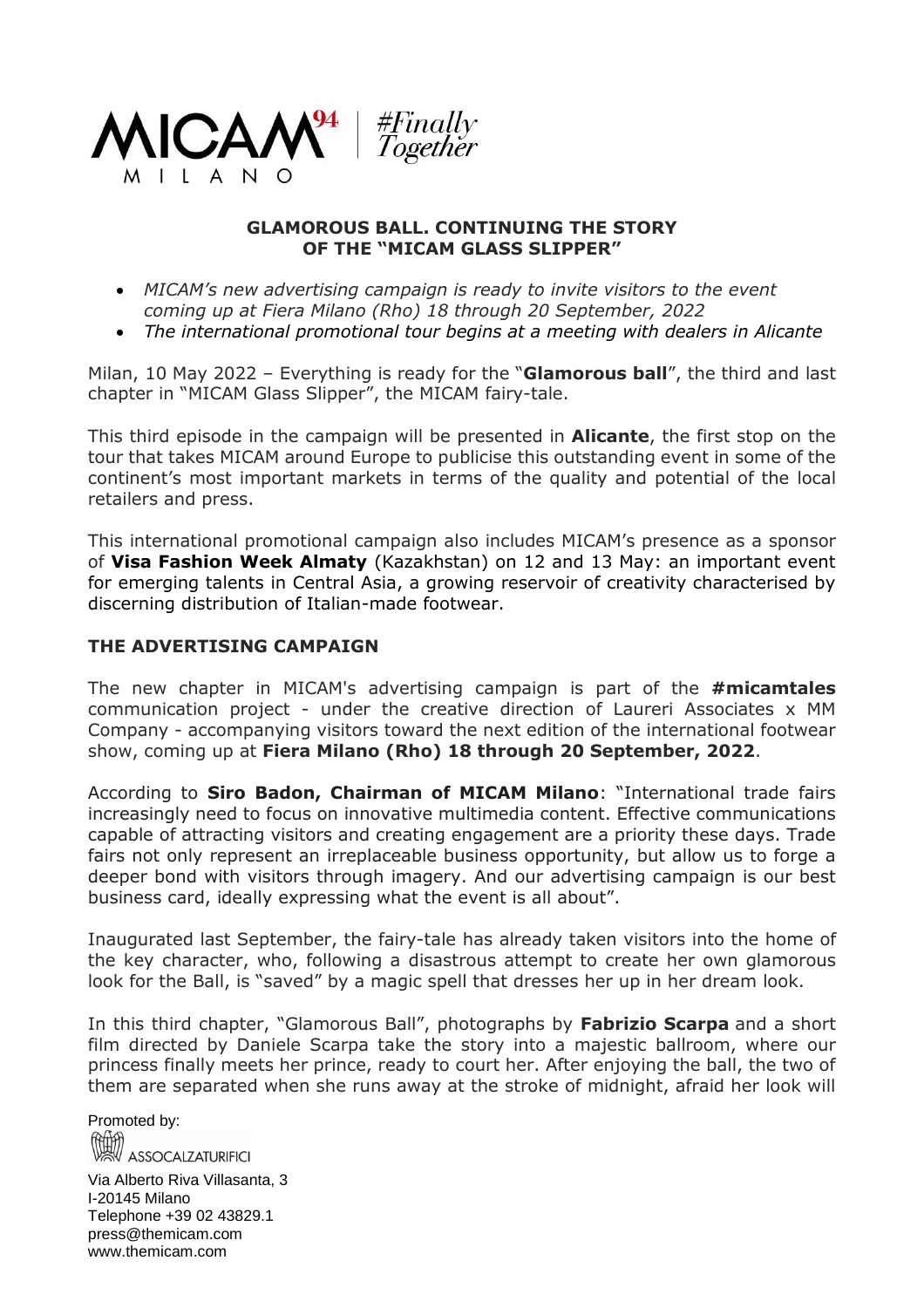MICAM[94] MILANO | #Finally Together

**GLAMOROUS BALL. CONTINUING THE STORY OF THE "MICAM GLASS SLIPPER"**

- *MICAM's new advertising campaign is ready to invite visitors to the event coming up at Fiera Milano (Rho) 18 through 20 September, 2022*
- *The international promotional tour begins at a meeting with dealers in Alicante*

Milan, 10 May 2022 – Everything is ready for the "**Glamorous ball**", the third and last chapter in "MICAM Glass Slipper", the MICAM fairy-tale.

This third episode in the campaign will be presented in **Alicante**, the first stop on the tour that takes MICAM around Europe to publicise this outstanding event in some of the continent's most important markets in terms of the quality and potential of the local retailers and press.

This international promotional campaign also includes MICAM's presence as a sponsor of **Visa Fashion Week Almaty** (Kazakhstan) on 12 and 13 May: an important event for emerging talents in Central Asia, a growing reservoir of creativity characterised by discerning distribution of Italian-made footwear.

## THE ADVERTISING CAMPAIGN

The new chapter in MICAM's advertising campaign is part of the **#micamtales** communication project - under the creative direction of Laureri Associates x MM Company - accompanying visitors toward the next edition of the international footwear show, coming up at **Fiera Milano (Rho) 18 through 20 September, 2022**.

According to **Siro Badon, Chairman of MICAM Milano**: "International trade fairs increasingly need to focus on innovative multimedia content. Effective communications capable of attracting visitors and creating engagement are a priority these days. Trade fairs not only represent an irreplaceable business opportunity, but allow us to forge a deeper bond with visitors through imagery. And our advertising campaign is our best business card, ideally expressing what the event is all about".

Inaugurated last September, the fairy-tale has already taken visitors into the home of the key character, who, following a disastrous attempt to create her own glamorous look for the Ball, is "saved" by a magic spell that dresses her up in her dream look.

In this third chapter, "Glamorous Ball", photographs by **Fabrizio Scarpa** and a short film directed by Daniele Scarpa take the story into a majestic ballroom, where our princess finally meets her prince, ready to court her. After enjoying the ball, the two of them are separated when she runs away at the stroke of midnight, afraid her look will

Promoted by:
ASSOCALZATURIFICI

Via Alberto Riva Villasanta, 3
I-20145 Milano
Telephone +39 02 43829.1
press@themicam.com
www.themicam.com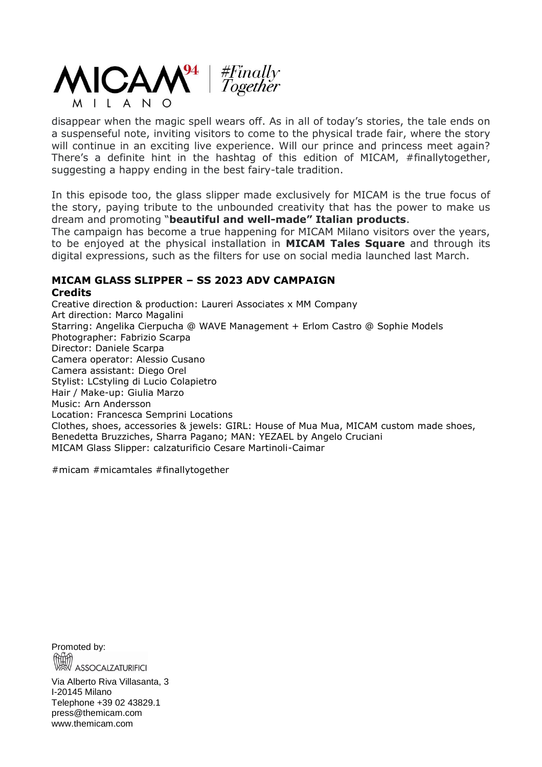disappear when the magic spell wears off. As in all of today's stories, the tale ends on a suspenseful note, inviting visitors to come to the physical trade fair, where the story will continue in an exciting live experience. Will our prince and princess meet again? There's a definite hint in the hashtag of this edition of MICAM, #finallytogether, suggesting a happy ending in the best fairy-tale tradition.

In this episode too, the glass slipper made exclusively for MICAM is the true focus of the story, paying tribute to the unbounded creativity that has the power to make us dream and promoting "**beautiful and well-made" Italian products**.
The campaign has become a true happening for MICAM Milano visitors over the years, to be enjoyed at the physical installation in **MICAM Tales Square** and through its digital expressions, such as the filters for use on social media launched last March.

## MICAM GLASS SLIPPER – SS 2023 ADV CAMPAIGN

### Credits

Creative direction & production: Laureri Associates x MM Company
Art direction: Marco Magalini
Starring: Angelika Cierpucha @ WAVE Management + Erlom Castro @ Sophie Models
Photographer: Fabrizio Scarpa
Director: Daniele Scarpa
Camera operator: Alessio Cusano
Camera assistant: Diego Orel
Stylist: LCstyling di Lucio Colapietro
Hair / Make-up: Giulia Marzo
Music: Arn Andersson
Location: Francesca Semprini Locations
Clothes, shoes, accessories & jewels: GIRL: House of Mua Mua, MICAM custom made shoes, Benedetta Bruzziches, Sharra Pagano; MAN: YEZAEL by Angelo Cruciani
MICAM Glass Slipper: calzaturificio Cesare Martinoli-Caimar

#micam #micamtales #finallytogether

Promoted by:
ASSOCALZATURIFICI

Via Alberto Riva Villasanta, 3
I-20145 Milano
Telephone +39 02 43829.1
press@themicam.com
www.themicam.com